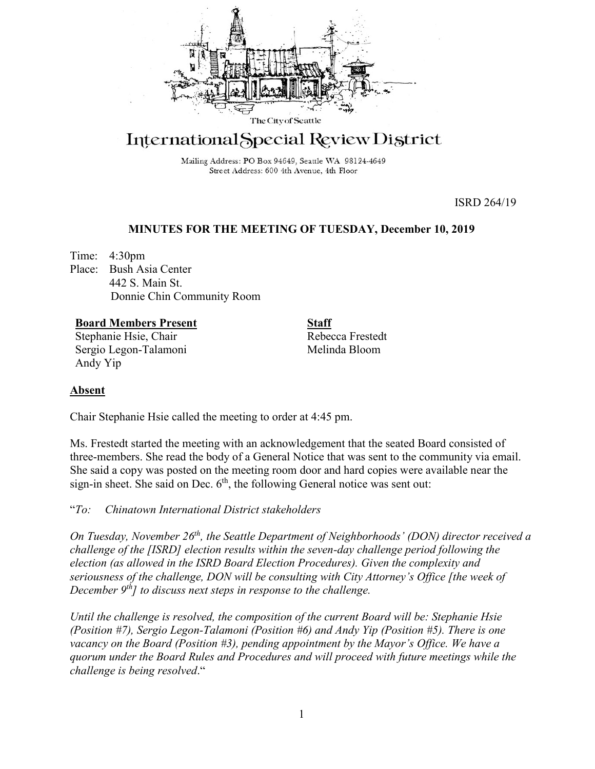The City of Seattle

# International Special Review District

Mailing Address: PO Box 94649, Seattle WA 98124-4649
Street Address: 600 4th Avenue, 4th Floor

ISRD 264/19

## MINUTES FOR THE MEETING OF TUESDAY, December 10, 2019

Time: 4:30pm
Place: Bush Asia Center
442 S. Main St.
Donnie Chin Community Room

**Board Members Present**
Stephanie Hsie, Chair
Sergio Legon-Talamoni
Andy Yip

**Staff**
Rebecca Frestedt
Melinda Bloom

**Absent**

Chair Stephanie Hsie called the meeting to order at 4:45 pm.

Ms. Frestedt started the meeting with an acknowledgement that the seated Board consisted of three-members. She read the body of a General Notice that was sent to the community via email. She said a copy was posted on the meeting room door and hard copies were available near the sign-in sheet. She said on Dec. 6th, the following General notice was sent out:

"*To: Chinatown International District stakeholders*

*On Tuesday, November 26th, the Seattle Department of Neighborhoods' (DON) director received a challenge of the [ISRD] election results within the seven-day challenge period following the election (as allowed in the ISRD Board Election Procedures). Given the complexity and seriousness of the challenge, DON will be consulting with City Attorney's Office [the week of December 9th] to discuss next steps in response to the challenge.*

*Until the challenge is resolved, the composition of the current Board will be: Stephanie Hsie (Position #7), Sergio Legon-Talamoni (Position #6) and Andy Yip (Position #5). There is one vacancy on the Board (Position #3), pending appointment by the Mayor's Office. We have a quorum under the Board Rules and Procedures and will proceed with future meetings while the challenge is being resolved*."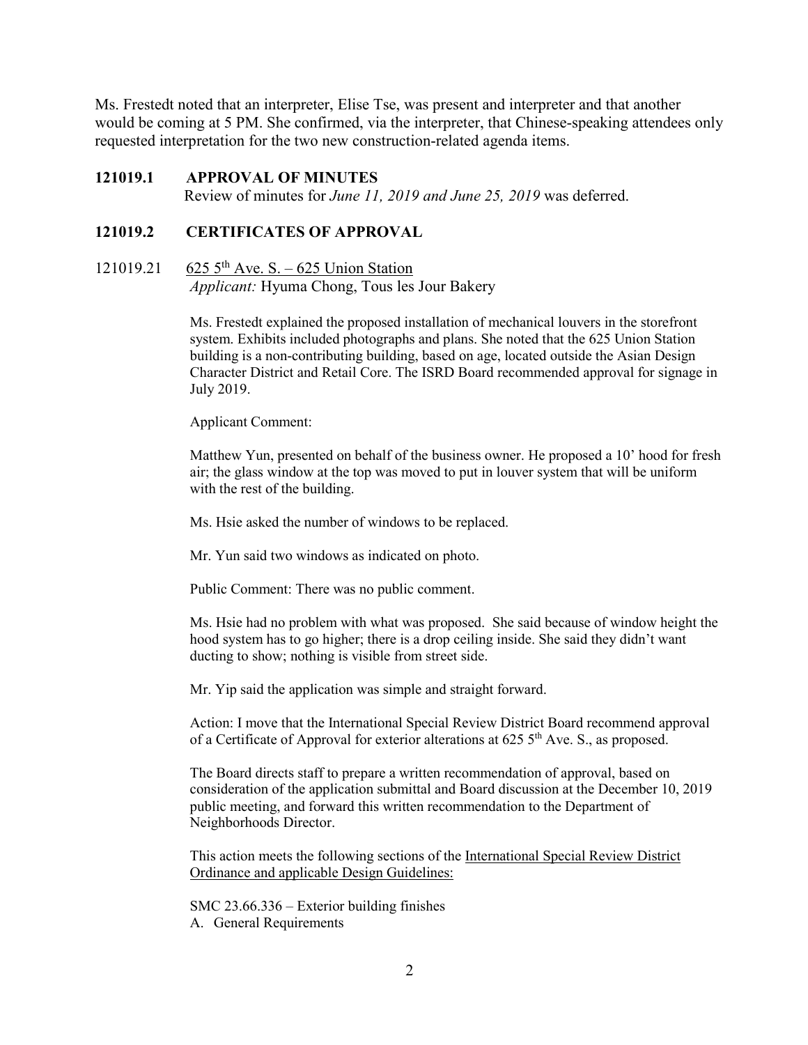Ms. Frestedt noted that an interpreter, Elise Tse, was present and interpreter and that another would be coming at 5 PM. She confirmed, via the interpreter, that Chinese-speaking attendees only requested interpretation for the two new construction-related agenda items.

**121019.1 APPROVAL OF MINUTES**

Review of minutes for *June 11, 2019 and June 25, 2019* was deferred.

**121019.2 CERTIFICATES OF APPROVAL**

121019.21 625 5th Ave. S. – 625 Union Station
*Applicant:* Hyuma Chong, Tous les Jour Bakery

Ms. Frestedt explained the proposed installation of mechanical louvers in the storefront system. Exhibits included photographs and plans. She noted that the 625 Union Station building is a non-contributing building, based on age, located outside the Asian Design Character District and Retail Core. The ISRD Board recommended approval for signage in July 2019.

Applicant Comment:

Matthew Yun, presented on behalf of the business owner. He proposed a 10' hood for fresh air; the glass window at the top was moved to put in louver system that will be uniform with the rest of the building.

Ms. Hsie asked the number of windows to be replaced.

Mr. Yun said two windows as indicated on photo.

Public Comment: There was no public comment.

Ms. Hsie had no problem with what was proposed. She said because of window height the hood system has to go higher; there is a drop ceiling inside. She said they didn't want ducting to show; nothing is visible from street side.

Mr. Yip said the application was simple and straight forward.

Action: I move that the International Special Review District Board recommend approval of a Certificate of Approval for exterior alterations at 625 5th Ave. S., as proposed.

The Board directs staff to prepare a written recommendation of approval, based on consideration of the application submittal and Board discussion at the December 10, 2019 public meeting, and forward this written recommendation to the Department of Neighborhoods Director.

This action meets the following sections of the International Special Review District Ordinance and applicable Design Guidelines:

SMC 23.66.336 – Exterior building finishes
A. General Requirements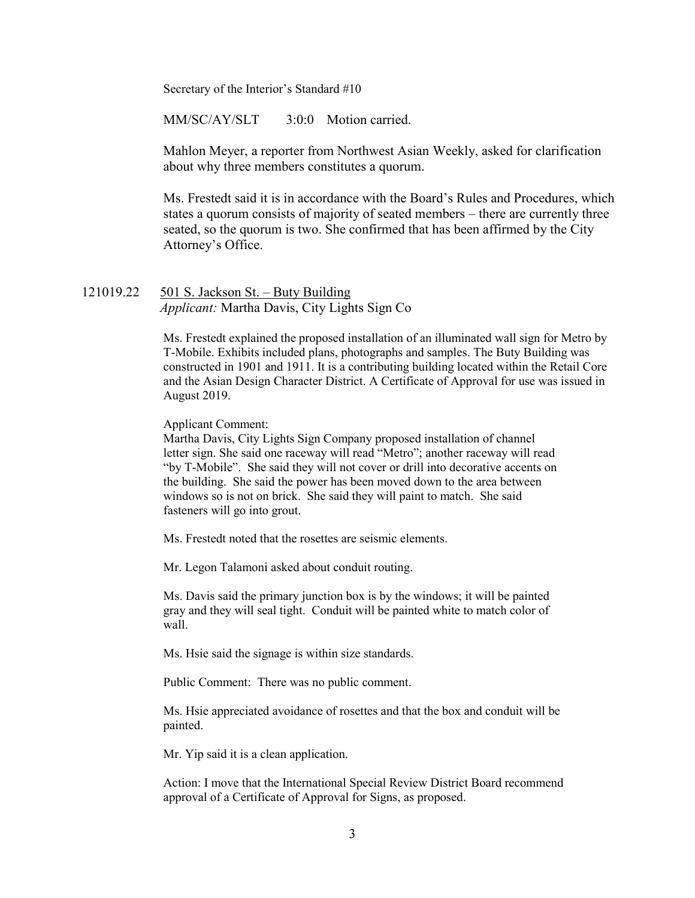Secretary of the Interior's Standard #10

MM/SC/AY/SLT 3:0:0 Motion carried.

Mahlon Meyer, a reporter from Northwest Asian Weekly, asked for clarification about why three members constitutes a quorum.

Ms. Frestedt said it is in accordance with the Board's Rules and Procedures, which states a quorum consists of majority of seated members – there are currently three seated, so the quorum is two. She confirmed that has been affirmed by the City Attorney's Office.

121019.22 <u>501 S. Jackson St. – Buty Building</u>
*Applicant:* Martha Davis, City Lights Sign Co

Ms. Frestedt explained the proposed installation of an illuminated wall sign for Metro by T-Mobile. Exhibits included plans, photographs and samples. The Buty Building was constructed in 1901 and 1911. It is a contributing building located within the Retail Core and the Asian Design Character District. A Certificate of Approval for use was issued in August 2019.

Applicant Comment:
Martha Davis, City Lights Sign Company proposed installation of channel letter sign. She said one raceway will read "Metro"; another raceway will read "by T-Mobile". She said they will not cover or drill into decorative accents on the building. She said the power has been moved down to the area between windows so is not on brick. She said they will paint to match. She said fasteners will go into grout.

Ms. Frestedt noted that the rosettes are seismic elements.

Mr. Legon Talamoni asked about conduit routing.

Ms. Davis said the primary junction box is by the windows; it will be painted gray and they will seal tight. Conduit will be painted white to match color of wall.

Ms. Hsie said the signage is within size standards.

Public Comment: There was no public comment.

Ms. Hsie appreciated avoidance of rosettes and that the box and conduit will be painted.

Mr. Yip said it is a clean application.

Action: I move that the International Special Review District Board recommend approval of a Certificate of Approval for Signs, as proposed.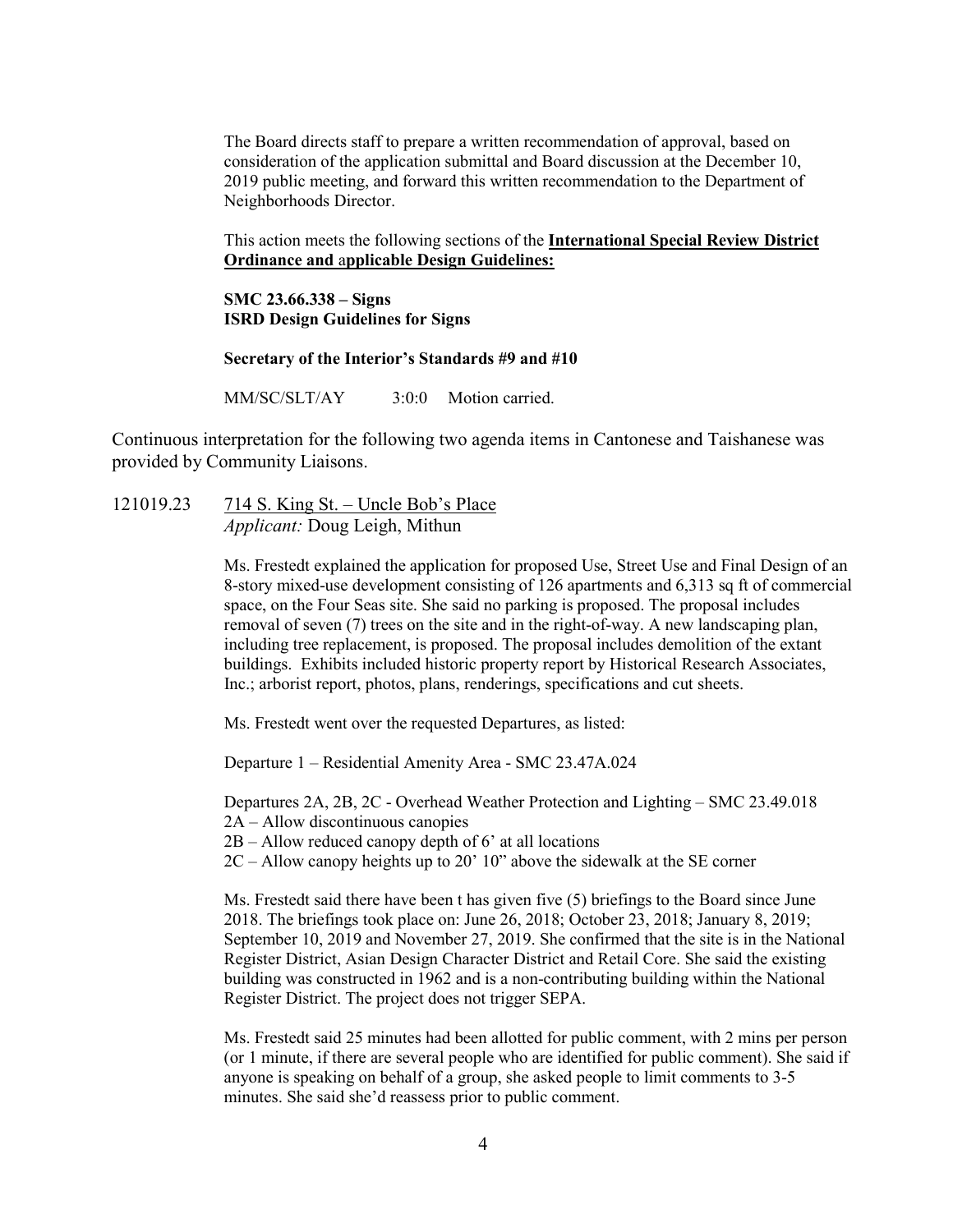The Board directs staff to prepare a written recommendation of approval, based on consideration of the application submittal and Board discussion at the December 10, 2019 public meeting, and forward this written recommendation to the Department of Neighborhoods Director.

This action meets the following sections of the **International Special Review District Ordinance and applicable Design Guidelines:**

**SMC 23.66.338 – Signs**
**ISRD Design Guidelines for Signs**

**Secretary of the Interior's Standards #9 and #10**

MM/SC/SLT/AY 3:0:0 Motion carried.

Continuous interpretation for the following two agenda items in Cantonese and Taishanese was provided by Community Liaisons.

121019.23 714 S. King St. – Uncle Bob's Place
*Applicant:* Doug Leigh, Mithun

Ms. Frestedt explained the application for proposed Use, Street Use and Final Design of an 8-story mixed-use development consisting of 126 apartments and 6,313 sq ft of commercial space, on the Four Seas site. She said no parking is proposed. The proposal includes removal of seven (7) trees on the site and in the right-of-way. A new landscaping plan, including tree replacement, is proposed. The proposal includes demolition of the extant buildings. Exhibits included historic property report by Historical Research Associates, Inc.; arborist report, photos, plans, renderings, specifications and cut sheets.

Ms. Frestedt went over the requested Departures, as listed:

Departure 1 – Residential Amenity Area - SMC 23.47A.024

Departures 2A, 2B, 2C - Overhead Weather Protection and Lighting – SMC 23.49.018
2A – Allow discontinuous canopies
2B – Allow reduced canopy depth of 6' at all locations
2C – Allow canopy heights up to 20' 10" above the sidewalk at the SE corner

Ms. Frestedt said there have been t has given five (5) briefings to the Board since June 2018. The briefings took place on: June 26, 2018; October 23, 2018; January 8, 2019; September 10, 2019 and November 27, 2019. She confirmed that the site is in the National Register District, Asian Design Character District and Retail Core. She said the existing building was constructed in 1962 and is a non-contributing building within the National Register District. The project does not trigger SEPA.

Ms. Frestedt said 25 minutes had been allotted for public comment, with 2 mins per person (or 1 minute, if there are several people who are identified for public comment). She said if anyone is speaking on behalf of a group, she asked people to limit comments to 3-5 minutes. She said she'd reassess prior to public comment.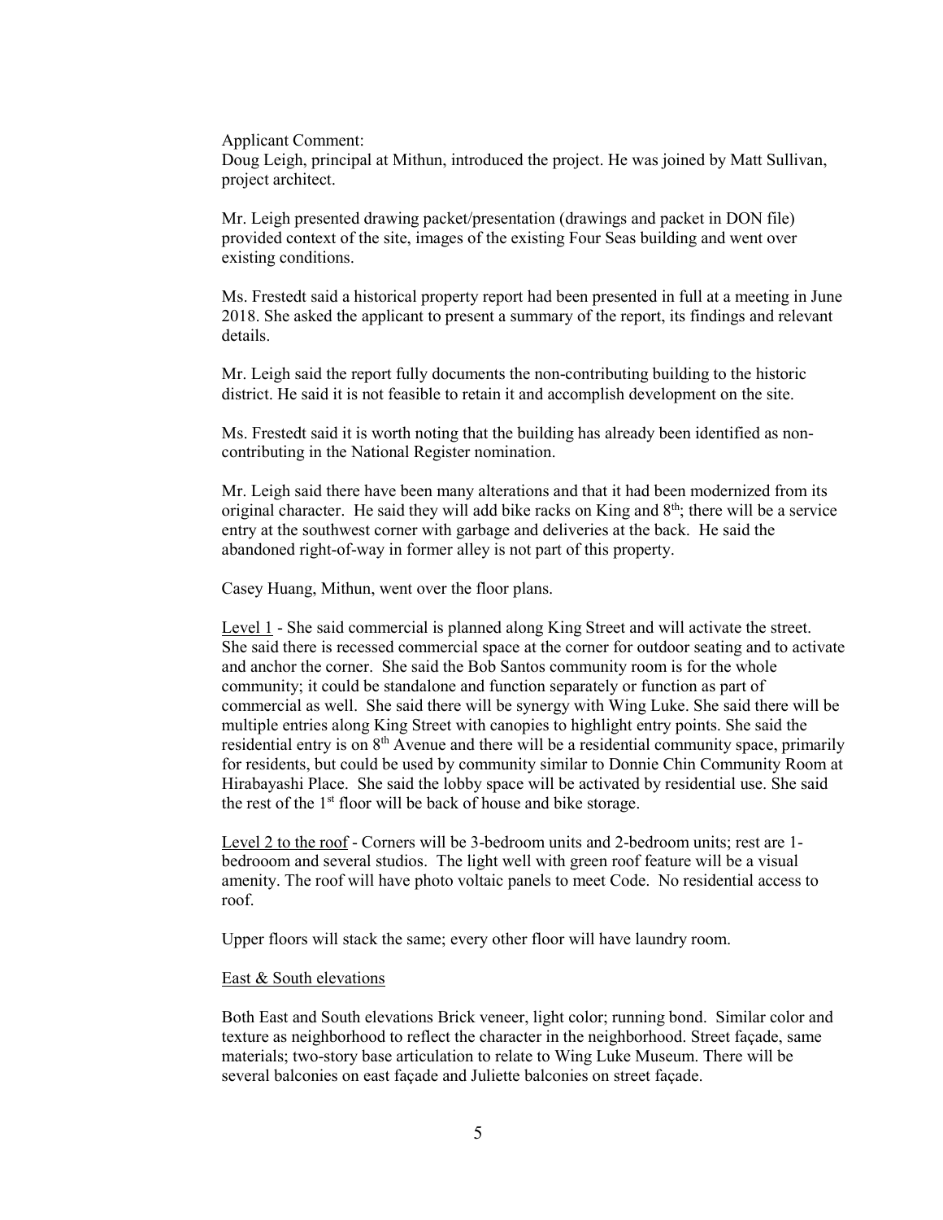Applicant Comment:
Doug Leigh, principal at Mithun, introduced the project. He was joined by Matt Sullivan, project architect.

Mr. Leigh presented drawing packet/presentation (drawings and packet in DON file) provided context of the site, images of the existing Four Seas building and went over existing conditions.

Ms. Frestedt said a historical property report had been presented in full at a meeting in June 2018. She asked the applicant to present a summary of the report, its findings and relevant details.

Mr. Leigh said the report fully documents the non-contributing building to the historic district. He said it is not feasible to retain it and accomplish development on the site.

Ms. Frestedt said it is worth noting that the building has already been identified as non-contributing in the National Register nomination.

Mr. Leigh said there have been many alterations and that it had been modernized from its original character. He said they will add bike racks on King and 8th; there will be a service entry at the southwest corner with garbage and deliveries at the back. He said the abandoned right-of-way in former alley is not part of this property.

Casey Huang, Mithun, went over the floor plans.

<u>Level 1</u> - She said commercial is planned along King Street and will activate the street. She said there is recessed commercial space at the corner for outdoor seating and to activate and anchor the corner. She said the Bob Santos community room is for the whole community; it could be standalone and function separately or function as part of commercial as well. She said there will be synergy with Wing Luke. She said there will be multiple entries along King Street with canopies to highlight entry points. She said the residential entry is on 8th Avenue and there will be a residential community space, primarily for residents, but could be used by community similar to Donnie Chin Community Room at Hirabayashi Place. She said the lobby space will be activated by residential use. She said the rest of the 1st floor will be back of house and bike storage.

<u>Level 2 to the roof</u> - Corners will be 3-bedroom units and 2-bedroom units; rest are 1-bedrooom and several studios. The light well with green roof feature will be a visual amenity. The roof will have photo voltaic panels to meet Code. No residential access to roof.

Upper floors will stack the same; every other floor will have laundry room.

<u>East & South elevations</u>

Both East and South elevations Brick veneer, light color; running bond. Similar color and texture as neighborhood to reflect the character in the neighborhood. Street façade, same materials; two-story base articulation to relate to Wing Luke Museum. There will be several balconies on east façade and Juliette balconies on street façade.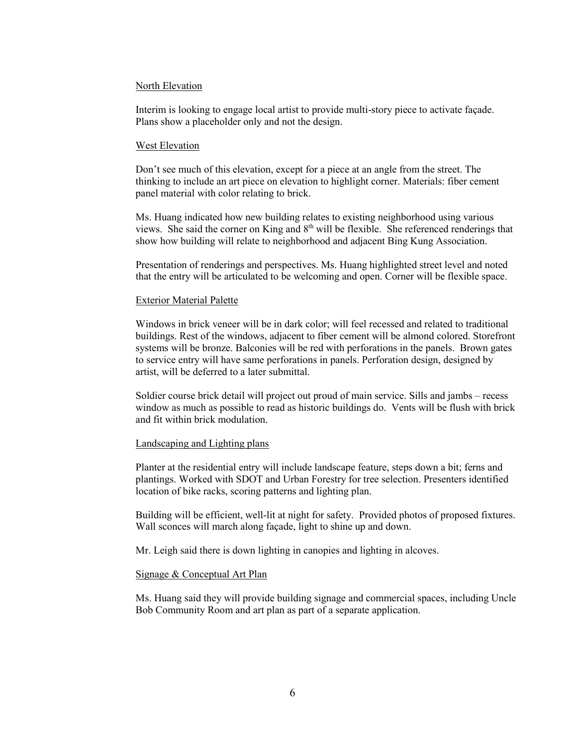North Elevation

Interim is looking to engage local artist to provide multi-story piece to activate façade. Plans show a placeholder only and not the design.

West Elevation

Don't see much of this elevation, except for a piece at an angle from the street. The thinking to include an art piece on elevation to highlight corner. Materials: fiber cement panel material with color relating to brick.

Ms. Huang indicated how new building relates to existing neighborhood using various views. She said the corner on King and 8th will be flexible. She referenced renderings that show how building will relate to neighborhood and adjacent Bing Kung Association.

Presentation of renderings and perspectives. Ms. Huang highlighted street level and noted that the entry will be articulated to be welcoming and open. Corner will be flexible space.

Exterior Material Palette

Windows in brick veneer will be in dark color; will feel recessed and related to traditional buildings. Rest of the windows, adjacent to fiber cement will be almond colored. Storefront systems will be bronze. Balconies will be red with perforations in the panels. Brown gates to service entry will have same perforations in panels. Perforation design, designed by artist, will be deferred to a later submittal.

Soldier course brick detail will project out proud of main service. Sills and jambs – recess window as much as possible to read as historic buildings do. Vents will be flush with brick and fit within brick modulation.

Landscaping and Lighting plans

Planter at the residential entry will include landscape feature, steps down a bit; ferns and plantings. Worked with SDOT and Urban Forestry for tree selection. Presenters identified location of bike racks, scoring patterns and lighting plan.

Building will be efficient, well-lit at night for safety. Provided photos of proposed fixtures. Wall sconces will march along façade, light to shine up and down.

Mr. Leigh said there is down lighting in canopies and lighting in alcoves.

Signage & Conceptual Art Plan

Ms. Huang said they will provide building signage and commercial spaces, including Uncle Bob Community Room and art plan as part of a separate application.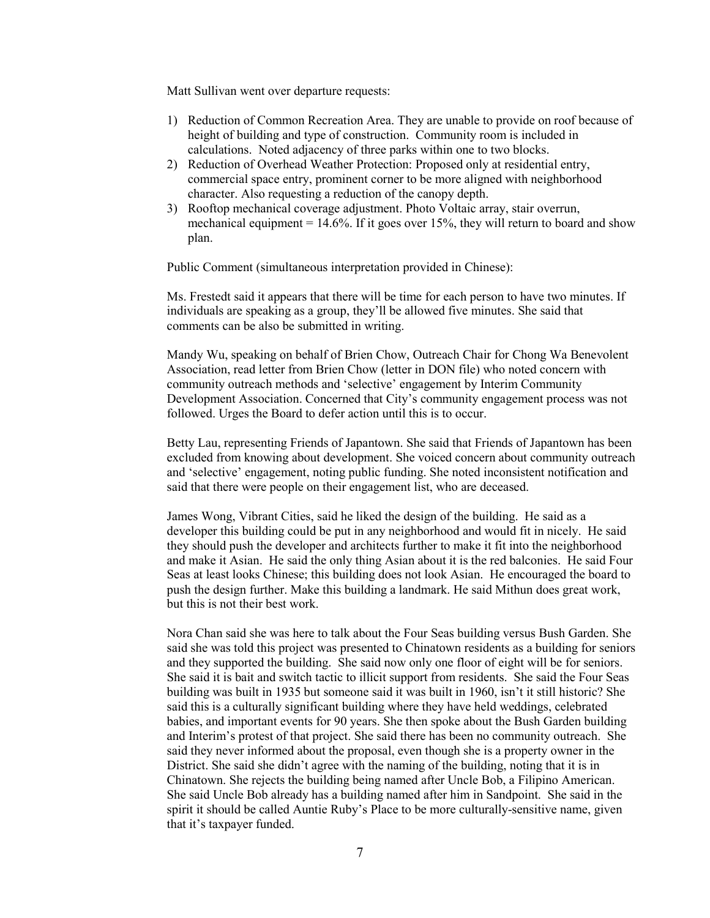Matt Sullivan went over departure requests:

1) Reduction of Common Recreation Area. They are unable to provide on roof because of height of building and type of construction. Community room is included in calculations. Noted adjacency of three parks within one to two blocks.
2) Reduction of Overhead Weather Protection: Proposed only at residential entry, commercial space entry, prominent corner to be more aligned with neighborhood character. Also requesting a reduction of the canopy depth.
3) Rooftop mechanical coverage adjustment. Photo Voltaic array, stair overrun, mechanical equipment = 14.6%. If it goes over 15%, they will return to board and show plan.

Public Comment (simultaneous interpretation provided in Chinese):

Ms. Frestedt said it appears that there will be time for each person to have two minutes. If individuals are speaking as a group, they'll be allowed five minutes. She said that comments can be also be submitted in writing.

Mandy Wu, speaking on behalf of Brien Chow, Outreach Chair for Chong Wa Benevolent Association, read letter from Brien Chow (letter in DON file) who noted concern with community outreach methods and 'selective' engagement by Interim Community Development Association. Concerned that City's community engagement process was not followed. Urges the Board to defer action until this is to occur.

Betty Lau, representing Friends of Japantown. She said that Friends of Japantown has been excluded from knowing about development. She voiced concern about community outreach and 'selective' engagement, noting public funding. She noted inconsistent notification and said that there were people on their engagement list, who are deceased.

James Wong, Vibrant Cities, said he liked the design of the building. He said as a developer this building could be put in any neighborhood and would fit in nicely. He said they should push the developer and architects further to make it fit into the neighborhood and make it Asian. He said the only thing Asian about it is the red balconies. He said Four Seas at least looks Chinese; this building does not look Asian. He encouraged the board to push the design further. Make this building a landmark. He said Mithun does great work, but this is not their best work.

Nora Chan said she was here to talk about the Four Seas building versus Bush Garden. She said she was told this project was presented to Chinatown residents as a building for seniors and they supported the building. She said now only one floor of eight will be for seniors. She said it is bait and switch tactic to illicit support from residents. She said the Four Seas building was built in 1935 but someone said it was built in 1960, isn't it still historic? She said this is a culturally significant building where they have held weddings, celebrated babies, and important events for 90 years. She then spoke about the Bush Garden building and Interim's protest of that project. She said there has been no community outreach. She said they never informed about the proposal, even though she is a property owner in the District. She said she didn't agree with the naming of the building, noting that it is in Chinatown. She rejects the building being named after Uncle Bob, a Filipino American. She said Uncle Bob already has a building named after him in Sandpoint. She said in the spirit it should be called Auntie Ruby's Place to be more culturally-sensitive name, given that it's taxpayer funded.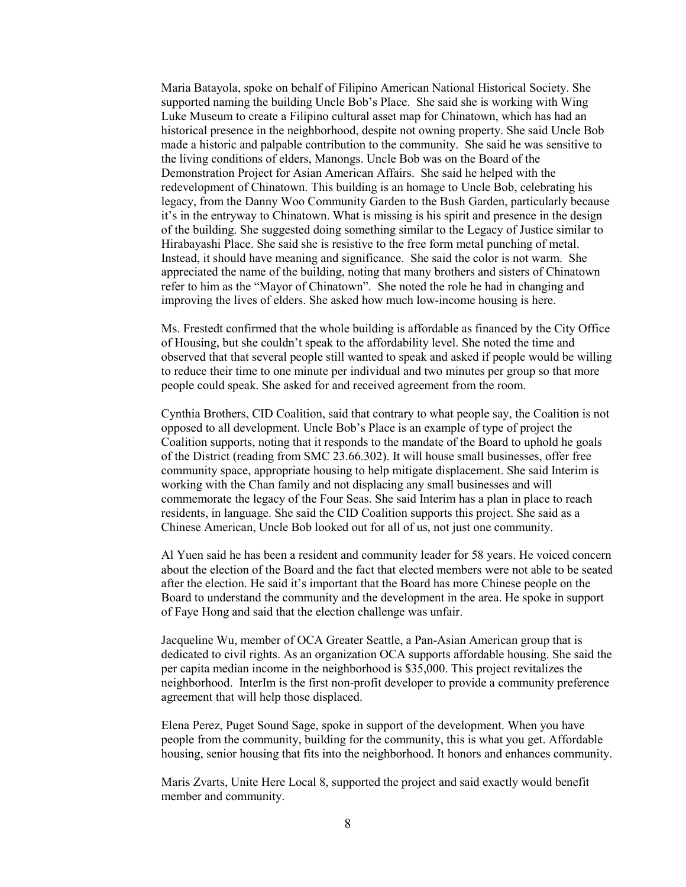Maria Batayola, spoke on behalf of Filipino American National Historical Society. She supported naming the building Uncle Bob's Place. She said she is working with Wing Luke Museum to create a Filipino cultural asset map for Chinatown, which has had an historical presence in the neighborhood, despite not owning property. She said Uncle Bob made a historic and palpable contribution to the community. She said he was sensitive to the living conditions of elders, Manongs. Uncle Bob was on the Board of the Demonstration Project for Asian American Affairs. She said he helped with the redevelopment of Chinatown. This building is an homage to Uncle Bob, celebrating his legacy, from the Danny Woo Community Garden to the Bush Garden, particularly because it's in the entryway to Chinatown. What is missing is his spirit and presence in the design of the building. She suggested doing something similar to the Legacy of Justice similar to Hirabayashi Place. She said she is resistive to the free form metal punching of metal. Instead, it should have meaning and significance. She said the color is not warm. She appreciated the name of the building, noting that many brothers and sisters of Chinatown refer to him as the "Mayor of Chinatown". She noted the role he had in changing and improving the lives of elders. She asked how much low-income housing is here.

Ms. Frestedt confirmed that the whole building is affordable as financed by the City Office of Housing, but she couldn't speak to the affordability level. She noted the time and observed that that several people still wanted to speak and asked if people would be willing to reduce their time to one minute per individual and two minutes per group so that more people could speak. She asked for and received agreement from the room.

Cynthia Brothers, CID Coalition, said that contrary to what people say, the Coalition is not opposed to all development. Uncle Bob's Place is an example of type of project the Coalition supports, noting that it responds to the mandate of the Board to uphold he goals of the District (reading from SMC 23.66.302). It will house small businesses, offer free community space, appropriate housing to help mitigate displacement. She said Interim is working with the Chan family and not displacing any small businesses and will commemorate the legacy of the Four Seas. She said Interim has a plan in place to reach residents, in language. She said the CID Coalition supports this project. She said as a Chinese American, Uncle Bob looked out for all of us, not just one community.

Al Yuen said he has been a resident and community leader for 58 years. He voiced concern about the election of the Board and the fact that elected members were not able to be seated after the election. He said it's important that the Board has more Chinese people on the Board to understand the community and the development in the area. He spoke in support of Faye Hong and said that the election challenge was unfair.

Jacqueline Wu, member of OCA Greater Seattle, a Pan-Asian American group that is dedicated to civil rights. As an organization OCA supports affordable housing. She said the per capita median income in the neighborhood is $35,000. This project revitalizes the neighborhood. InterIm is the first non-profit developer to provide a community preference agreement that will help those displaced.

Elena Perez, Puget Sound Sage, spoke in support of the development. When you have people from the community, building for the community, this is what you get. Affordable housing, senior housing that fits into the neighborhood. It honors and enhances community.

Maris Zvarts, Unite Here Local 8, supported the project and said exactly would benefit member and community.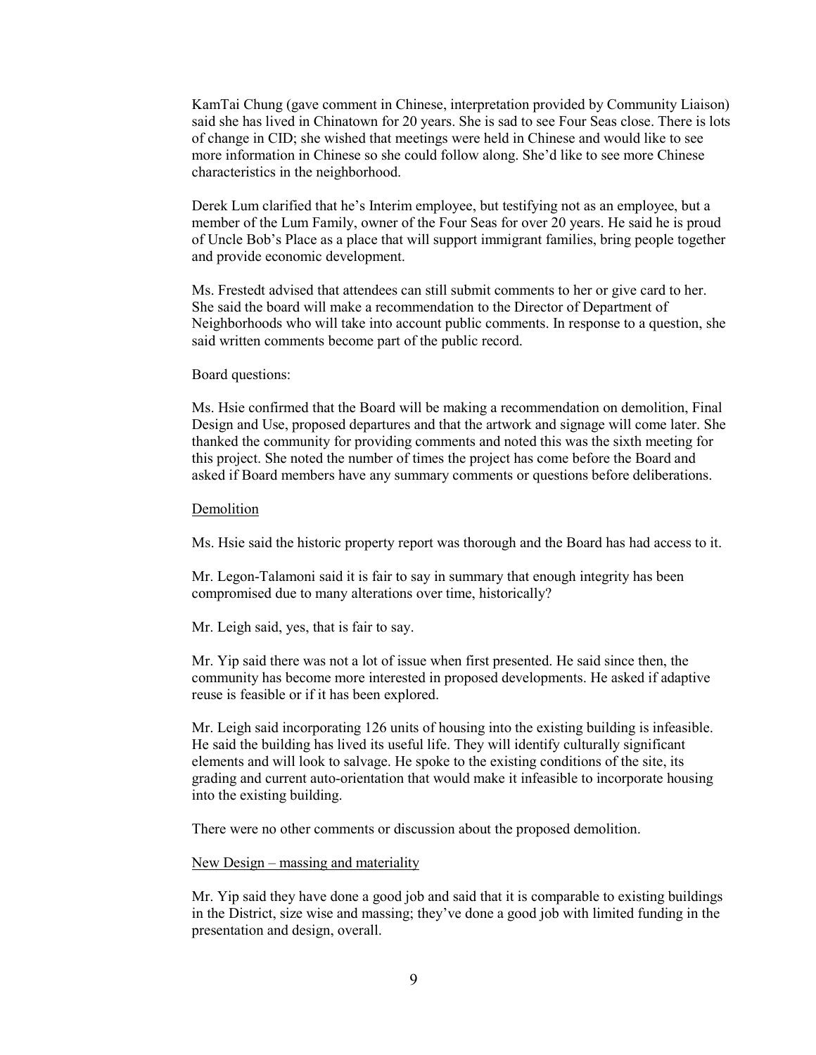KamTai Chung (gave comment in Chinese, interpretation provided by Community Liaison) said she has lived in Chinatown for 20 years. She is sad to see Four Seas close. There is lots of change in CID; she wished that meetings were held in Chinese and would like to see more information in Chinese so she could follow along. She'd like to see more Chinese characteristics in the neighborhood.

Derek Lum clarified that he's Interim employee, but testifying not as an employee, but a member of the Lum Family, owner of the Four Seas for over 20 years. He said he is proud of Uncle Bob's Place as a place that will support immigrant families, bring people together and provide economic development.

Ms. Frestedt advised that attendees can still submit comments to her or give card to her. She said the board will make a recommendation to the Director of Department of Neighborhoods who will take into account public comments. In response to a question, she said written comments become part of the public record.

Board questions:

Ms. Hsie confirmed that the Board will be making a recommendation on demolition, Final Design and Use, proposed departures and that the artwork and signage will come later. She thanked the community for providing comments and noted this was the sixth meeting for this project. She noted the number of times the project has come before the Board and asked if Board members have any summary comments or questions before deliberations.

<u>Demolition</u>

Ms. Hsie said the historic property report was thorough and the Board has had access to it.

Mr. Legon-Talamoni said it is fair to say in summary that enough integrity has been compromised due to many alterations over time, historically?

Mr. Leigh said, yes, that is fair to say.

Mr. Yip said there was not a lot of issue when first presented. He said since then, the community has become more interested in proposed developments. He asked if adaptive reuse is feasible or if it has been explored.

Mr. Leigh said incorporating 126 units of housing into the existing building is infeasible. He said the building has lived its useful life. They will identify culturally significant elements and will look to salvage. He spoke to the existing conditions of the site, its grading and current auto-orientation that would make it infeasible to incorporate housing into the existing building.

There were no other comments or discussion about the proposed demolition.

<u>New Design – massing and materiality</u>

Mr. Yip said they have done a good job and said that it is comparable to existing buildings in the District, size wise and massing; they've done a good job with limited funding in the presentation and design, overall.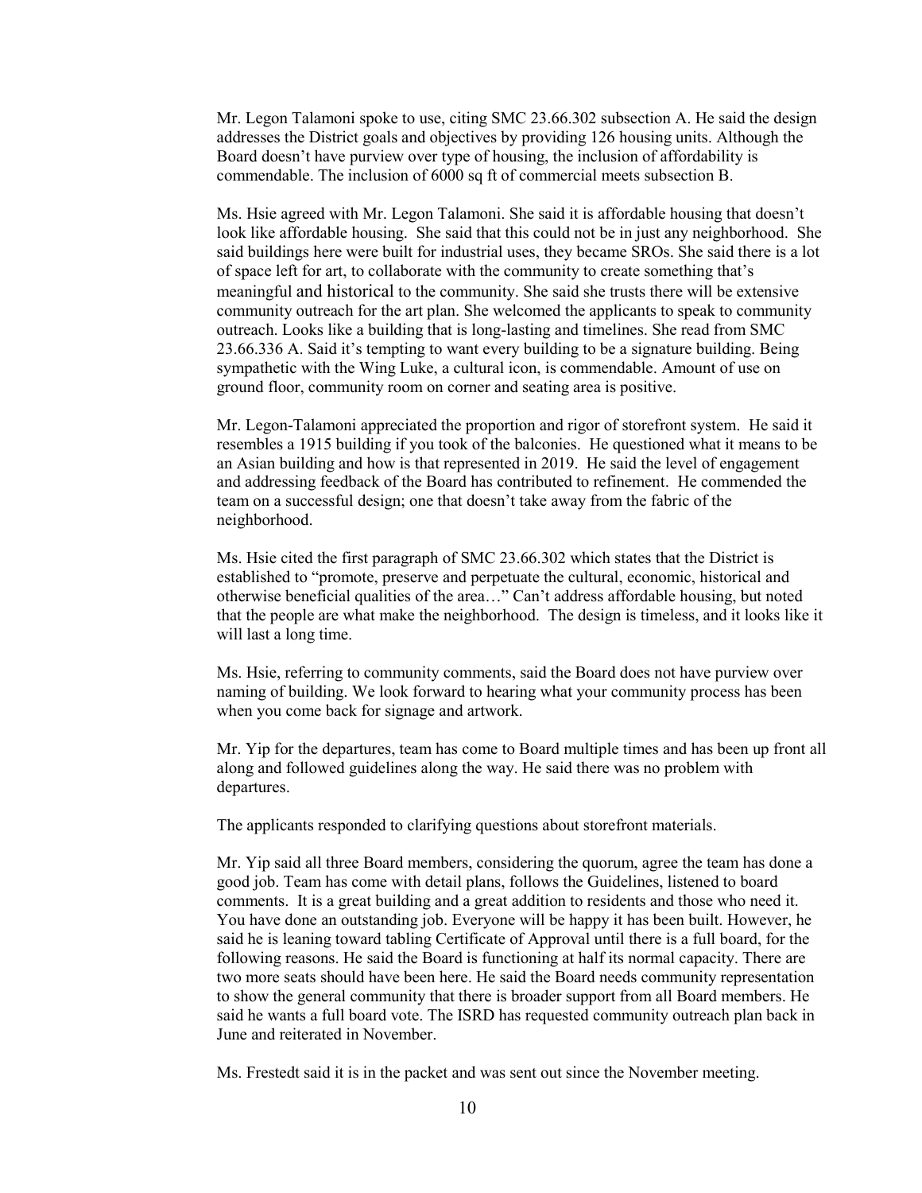Mr. Legon Talamoni spoke to use, citing SMC 23.66.302 subsection A. He said the design addresses the District goals and objectives by providing 126 housing units. Although the Board doesn't have purview over type of housing, the inclusion of affordability is commendable. The inclusion of 6000 sq ft of commercial meets subsection B.

Ms. Hsie agreed with Mr. Legon Talamoni. She said it is affordable housing that doesn't look like affordable housing. She said that this could not be in just any neighborhood. She said buildings here were built for industrial uses, they became SROs. She said there is a lot of space left for art, to collaborate with the community to create something that's meaningful and historical to the community. She said she trusts there will be extensive community outreach for the art plan. She welcomed the applicants to speak to community outreach. Looks like a building that is long-lasting and timelines. She read from SMC 23.66.336 A. Said it's tempting to want every building to be a signature building. Being sympathetic with the Wing Luke, a cultural icon, is commendable. Amount of use on ground floor, community room on corner and seating area is positive.

Mr. Legon-Talamoni appreciated the proportion and rigor of storefront system. He said it resembles a 1915 building if you took of the balconies. He questioned what it means to be an Asian building and how is that represented in 2019. He said the level of engagement and addressing feedback of the Board has contributed to refinement. He commended the team on a successful design; one that doesn't take away from the fabric of the neighborhood.

Ms. Hsie cited the first paragraph of SMC 23.66.302 which states that the District is established to "promote, preserve and perpetuate the cultural, economic, historical and otherwise beneficial qualities of the area…" Can't address affordable housing, but noted that the people are what make the neighborhood. The design is timeless, and it looks like it will last a long time.

Ms. Hsie, referring to community comments, said the Board does not have purview over naming of building. We look forward to hearing what your community process has been when you come back for signage and artwork.

Mr. Yip for the departures, team has come to Board multiple times and has been up front all along and followed guidelines along the way. He said there was no problem with departures.

The applicants responded to clarifying questions about storefront materials.

Mr. Yip said all three Board members, considering the quorum, agree the team has done a good job. Team has come with detail plans, follows the Guidelines, listened to board comments. It is a great building and a great addition to residents and those who need it. You have done an outstanding job. Everyone will be happy it has been built. However, he said he is leaning toward tabling Certificate of Approval until there is a full board, for the following reasons. He said the Board is functioning at half its normal capacity. There are two more seats should have been here. He said the Board needs community representation to show the general community that there is broader support from all Board members. He said he wants a full board vote. The ISRD has requested community outreach plan back in June and reiterated in November.

Ms. Frestedt said it is in the packet and was sent out since the November meeting.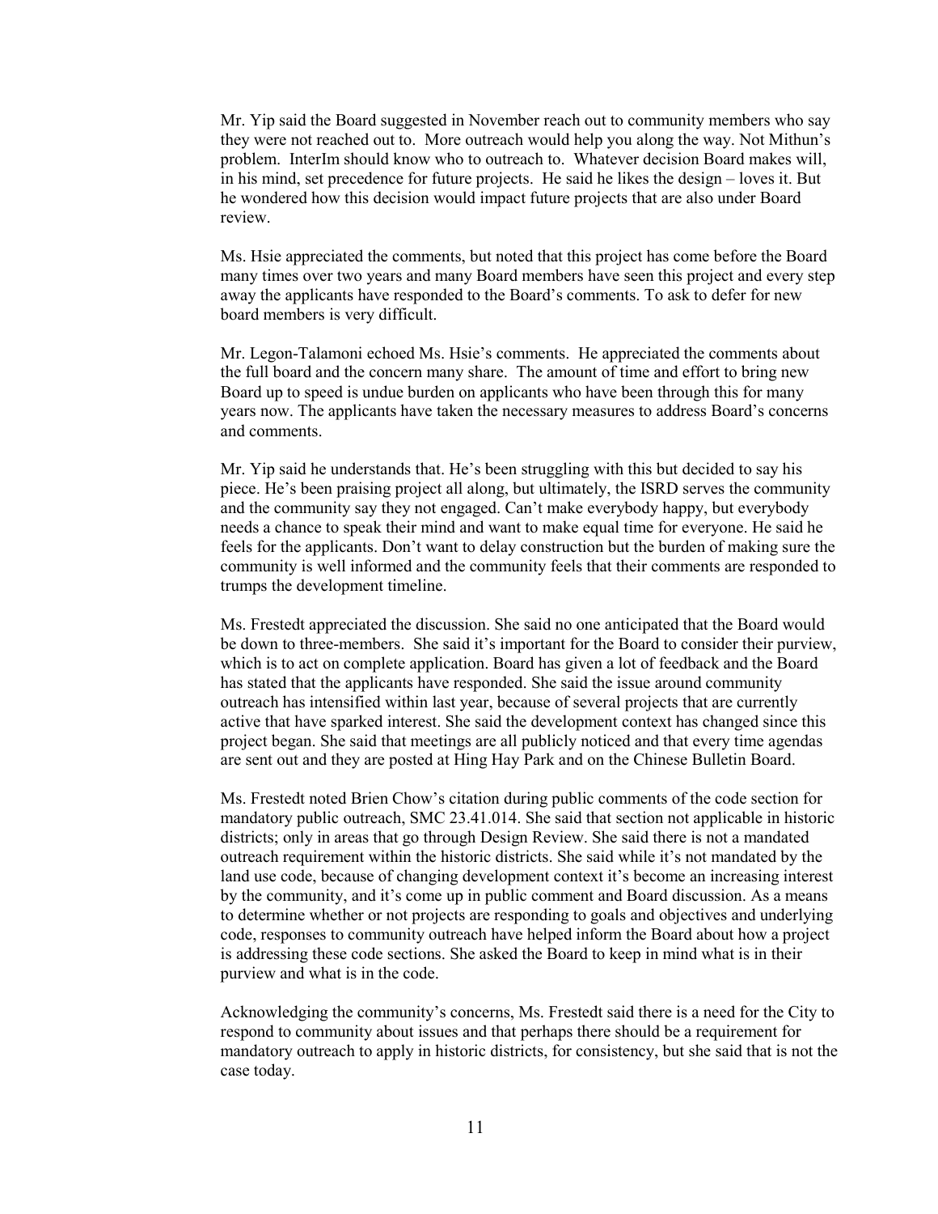Mr. Yip said the Board suggested in November reach out to community members who say they were not reached out to. More outreach would help you along the way. Not Mithun's problem. InterIm should know who to outreach to. Whatever decision Board makes will, in his mind, set precedence for future projects. He said he likes the design – loves it. But he wondered how this decision would impact future projects that are also under Board review.

Ms. Hsie appreciated the comments, but noted that this project has come before the Board many times over two years and many Board members have seen this project and every step away the applicants have responded to the Board's comments. To ask to defer for new board members is very difficult.

Mr. Legon-Talamoni echoed Ms. Hsie's comments. He appreciated the comments about the full board and the concern many share. The amount of time and effort to bring new Board up to speed is undue burden on applicants who have been through this for many years now. The applicants have taken the necessary measures to address Board's concerns and comments.

Mr. Yip said he understands that. He's been struggling with this but decided to say his piece. He's been praising project all along, but ultimately, the ISRD serves the community and the community say they not engaged. Can't make everybody happy, but everybody needs a chance to speak their mind and want to make equal time for everyone. He said he feels for the applicants. Don't want to delay construction but the burden of making sure the community is well informed and the community feels that their comments are responded to trumps the development timeline.

Ms. Frestedt appreciated the discussion. She said no one anticipated that the Board would be down to three-members. She said it's important for the Board to consider their purview, which is to act on complete application. Board has given a lot of feedback and the Board has stated that the applicants have responded. She said the issue around community outreach has intensified within last year, because of several projects that are currently active that have sparked interest. She said the development context has changed since this project began. She said that meetings are all publicly noticed and that every time agendas are sent out and they are posted at Hing Hay Park and on the Chinese Bulletin Board.

Ms. Frestedt noted Brien Chow's citation during public comments of the code section for mandatory public outreach, SMC 23.41.014. She said that section not applicable in historic districts; only in areas that go through Design Review. She said there is not a mandated outreach requirement within the historic districts. She said while it's not mandated by the land use code, because of changing development context it's become an increasing interest by the community, and it's come up in public comment and Board discussion. As a means to determine whether or not projects are responding to goals and objectives and underlying code, responses to community outreach have helped inform the Board about how a project is addressing these code sections. She asked the Board to keep in mind what is in their purview and what is in the code.

Acknowledging the community's concerns, Ms. Frestedt said there is a need for the City to respond to community about issues and that perhaps there should be a requirement for mandatory outreach to apply in historic districts, for consistency, but she said that is not the case today.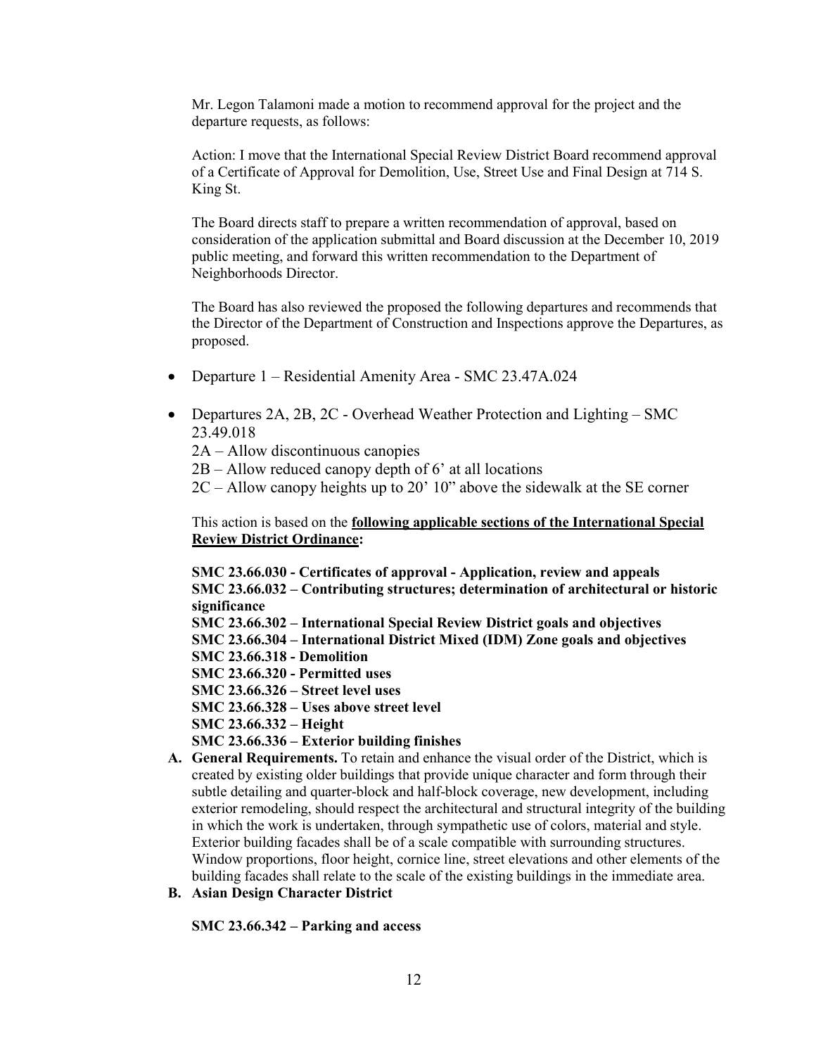Mr. Legon Talamoni made a motion to recommend approval for the project and the departure requests, as follows:

Action: I move that the International Special Review District Board recommend approval of a Certificate of Approval for Demolition, Use, Street Use and Final Design at 714 S. King St.

The Board directs staff to prepare a written recommendation of approval, based on consideration of the application submittal and Board discussion at the December 10, 2019 public meeting, and forward this written recommendation to the Department of Neighborhoods Director.

The Board has also reviewed the proposed the following departures and recommends that the Director of the Department of Construction and Inspections approve the Departures, as proposed.

- Departure 1 – Residential Amenity Area - SMC 23.47A.024
- Departures 2A, 2B, 2C - Overhead Weather Protection and Lighting – SMC 23.49.018
  2A – Allow discontinuous canopies
  2B – Allow reduced canopy depth of 6' at all locations
  2C – Allow canopy heights up to 20' 10" above the sidewalk at the SE corner

This action is based on the **following applicable sections of the International Special Review District Ordinance:**

**SMC 23.66.030 - Certificates of approval - Application, review and appeals**
**SMC 23.66.032 – Contributing structures; determination of architectural or historic significance**
**SMC 23.66.302 – International Special Review District goals and objectives**
**SMC 23.66.304 – International District Mixed (IDM) Zone goals and objectives**
**SMC 23.66.318 - Demolition**
**SMC 23.66.320 - Permitted uses**
**SMC 23.66.326 – Street level uses**
**SMC 23.66.328 – Uses above street level**
**SMC 23.66.332 – Height**
**SMC 23.66.336 – Exterior building finishes**

**A. General Requirements.** To retain and enhance the visual order of the District, which is created by existing older buildings that provide unique character and form through their subtle detailing and quarter-block and half-block coverage, new development, including exterior remodeling, should respect the architectural and structural integrity of the building in which the work is undertaken, through sympathetic use of colors, material and style. Exterior building facades shall be of a scale compatible with surrounding structures. Window proportions, floor height, cornice line, street elevations and other elements of the building facades shall relate to the scale of the existing buildings in the immediate area.

**B. Asian Design Character District**

**SMC 23.66.342 – Parking and access**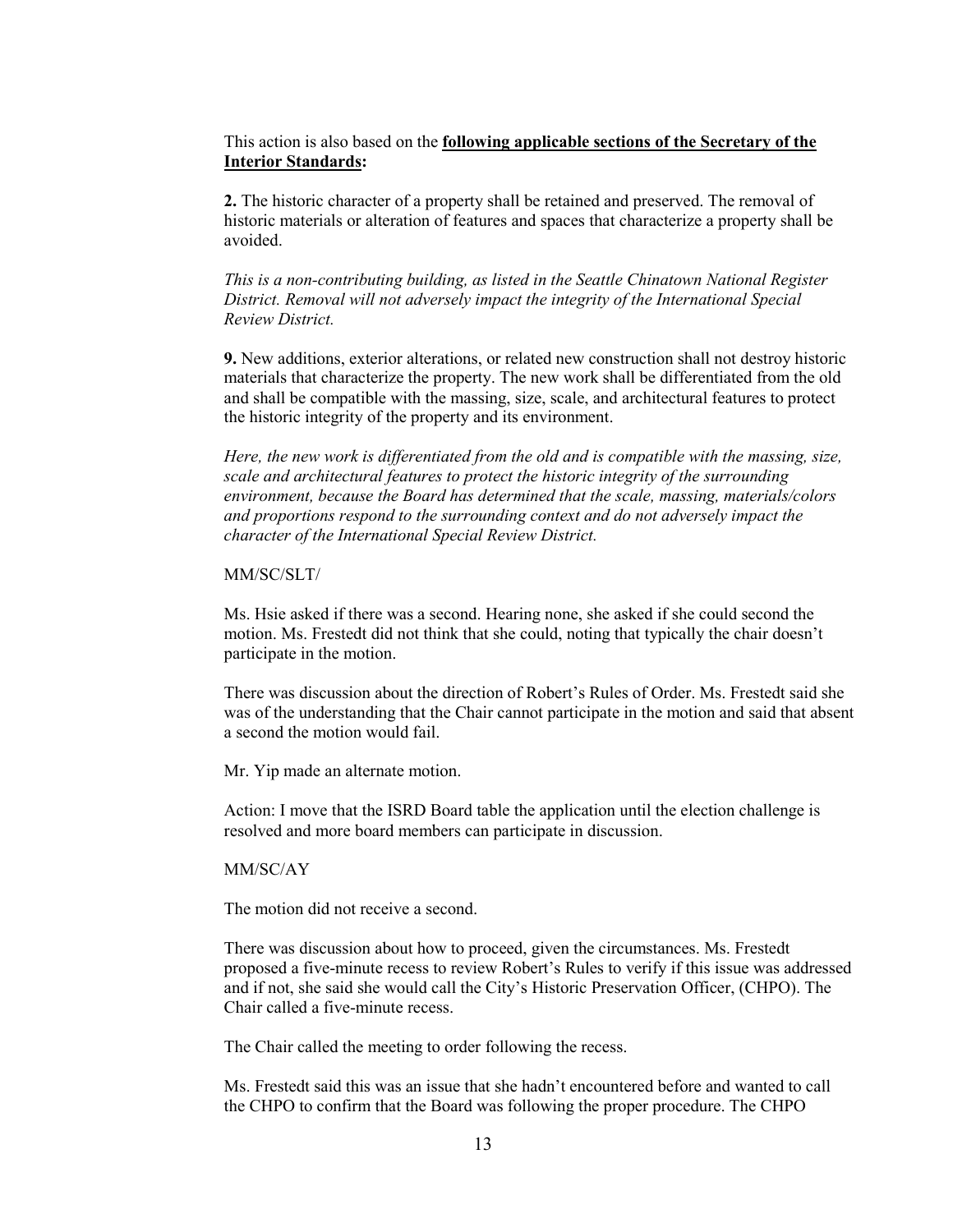This action is also based on the **following applicable sections of the Secretary of the Interior Standards:**

**2.** The historic character of a property shall be retained and preserved. The removal of historic materials or alteration of features and spaces that characterize a property shall be avoided.

*This is a non-contributing building, as listed in the Seattle Chinatown National Register District. Removal will not adversely impact the integrity of the International Special Review District.*

**9.** New additions, exterior alterations, or related new construction shall not destroy historic materials that characterize the property. The new work shall be differentiated from the old and shall be compatible with the massing, size, scale, and architectural features to protect the historic integrity of the property and its environment.

*Here, the new work is differentiated from the old and is compatible with the massing, size, scale and architectural features to protect the historic integrity of the surrounding environment, because the Board has determined that the scale, massing, materials/colors and proportions respond to the surrounding context and do not adversely impact the character of the International Special Review District.*

MM/SC/SLT/

Ms. Hsie asked if there was a second. Hearing none, she asked if she could second the motion. Ms. Frestedt did not think that she could, noting that typically the chair doesn't participate in the motion.

There was discussion about the direction of Robert's Rules of Order. Ms. Frestedt said she was of the understanding that the Chair cannot participate in the motion and said that absent a second the motion would fail.

Mr. Yip made an alternate motion.

Action: I move that the ISRD Board table the application until the election challenge is resolved and more board members can participate in discussion.

MM/SC/AY

The motion did not receive a second.

There was discussion about how to proceed, given the circumstances. Ms. Frestedt proposed a five-minute recess to review Robert's Rules to verify if this issue was addressed and if not, she said she would call the City's Historic Preservation Officer, (CHPO). The Chair called a five-minute recess.

The Chair called the meeting to order following the recess.

Ms. Frestedt said this was an issue that she hadn't encountered before and wanted to call the CHPO to confirm that the Board was following the proper procedure. The CHPO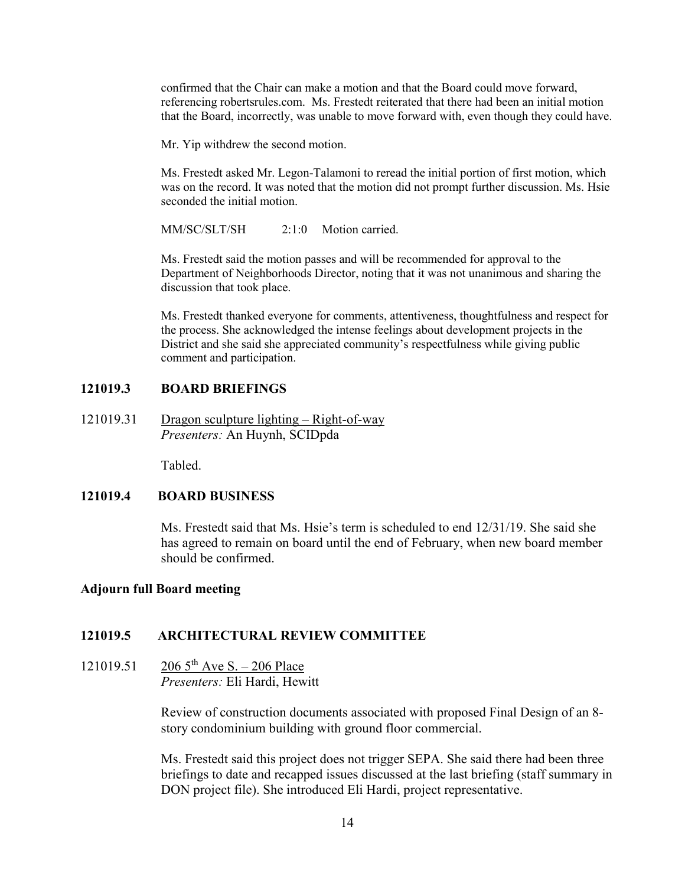confirmed that the Chair can make a motion and that the Board could move forward, referencing robertsrules.com. Ms. Frestedt reiterated that there had been an initial motion that the Board, incorrectly, was unable to move forward with, even though they could have.

Mr. Yip withdrew the second motion.

Ms. Frestedt asked Mr. Legon-Talamoni to reread the initial portion of first motion, which was on the record. It was noted that the motion did not prompt further discussion. Ms. Hsie seconded the initial motion.

MM/SC/SLT/SH 2:1:0 Motion carried.

Ms. Frestedt said the motion passes and will be recommended for approval to the Department of Neighborhoods Director, noting that it was not unanimous and sharing the discussion that took place.

Ms. Frestedt thanked everyone for comments, attentiveness, thoughtfulness and respect for the process. She acknowledged the intense feelings about development projects in the District and she said she appreciated community's respectfulness while giving public comment and participation.

## 121019.3 BOARD BRIEFINGS

121019.31 Dragon sculpture lighting – Right-of-way
*Presenters:* An Huynh, SCIDpda

Tabled.

## 121019.4 BOARD BUSINESS

Ms. Frestedt said that Ms. Hsie's term is scheduled to end 12/31/19. She said she has agreed to remain on board until the end of February, when new board member should be confirmed.

**Adjourn full Board meeting**

## 121019.5 ARCHITECTURAL REVIEW COMMITTEE

121019.51 206 5th Ave S. – 206 Place
*Presenters:* Eli Hardi, Hewitt

Review of construction documents associated with proposed Final Design of an 8-story condominium building with ground floor commercial.

Ms. Frestedt said this project does not trigger SEPA. She said there had been three briefings to date and recapped issues discussed at the last briefing (staff summary in DON project file). She introduced Eli Hardi, project representative.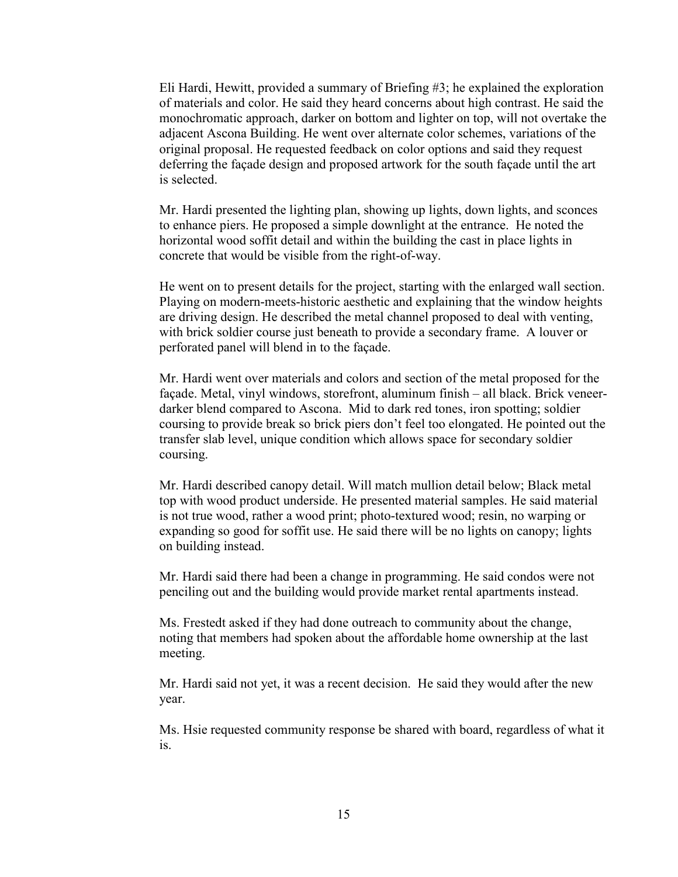Eli Hardi, Hewitt, provided a summary of Briefing #3; he explained the exploration of materials and color. He said they heard concerns about high contrast. He said the monochromatic approach, darker on bottom and lighter on top, will not overtake the adjacent Ascona Building. He went over alternate color schemes, variations of the original proposal. He requested feedback on color options and said they request deferring the façade design and proposed artwork for the south façade until the art is selected.

Mr. Hardi presented the lighting plan, showing up lights, down lights, and sconces to enhance piers. He proposed a simple downlight at the entrance. He noted the horizontal wood soffit detail and within the building the cast in place lights in concrete that would be visible from the right-of-way.

He went on to present details for the project, starting with the enlarged wall section. Playing on modern-meets-historic aesthetic and explaining that the window heights are driving design. He described the metal channel proposed to deal with venting, with brick soldier course just beneath to provide a secondary frame. A louver or perforated panel will blend in to the façade.

Mr. Hardi went over materials and colors and section of the metal proposed for the façade. Metal, vinyl windows, storefront, aluminum finish – all black. Brick veneer- darker blend compared to Ascona. Mid to dark red tones, iron spotting; soldier coursing to provide break so brick piers don't feel too elongated. He pointed out the transfer slab level, unique condition which allows space for secondary soldier coursing.

Mr. Hardi described canopy detail. Will match mullion detail below; Black metal top with wood product underside. He presented material samples. He said material is not true wood, rather a wood print; photo-textured wood; resin, no warping or expanding so good for soffit use. He said there will be no lights on canopy; lights on building instead.

Mr. Hardi said there had been a change in programming. He said condos were not penciling out and the building would provide market rental apartments instead.

Ms. Frestedt asked if they had done outreach to community about the change, noting that members had spoken about the affordable home ownership at the last meeting.

Mr. Hardi said not yet, it was a recent decision. He said they would after the new year.

Ms. Hsie requested community response be shared with board, regardless of what it is.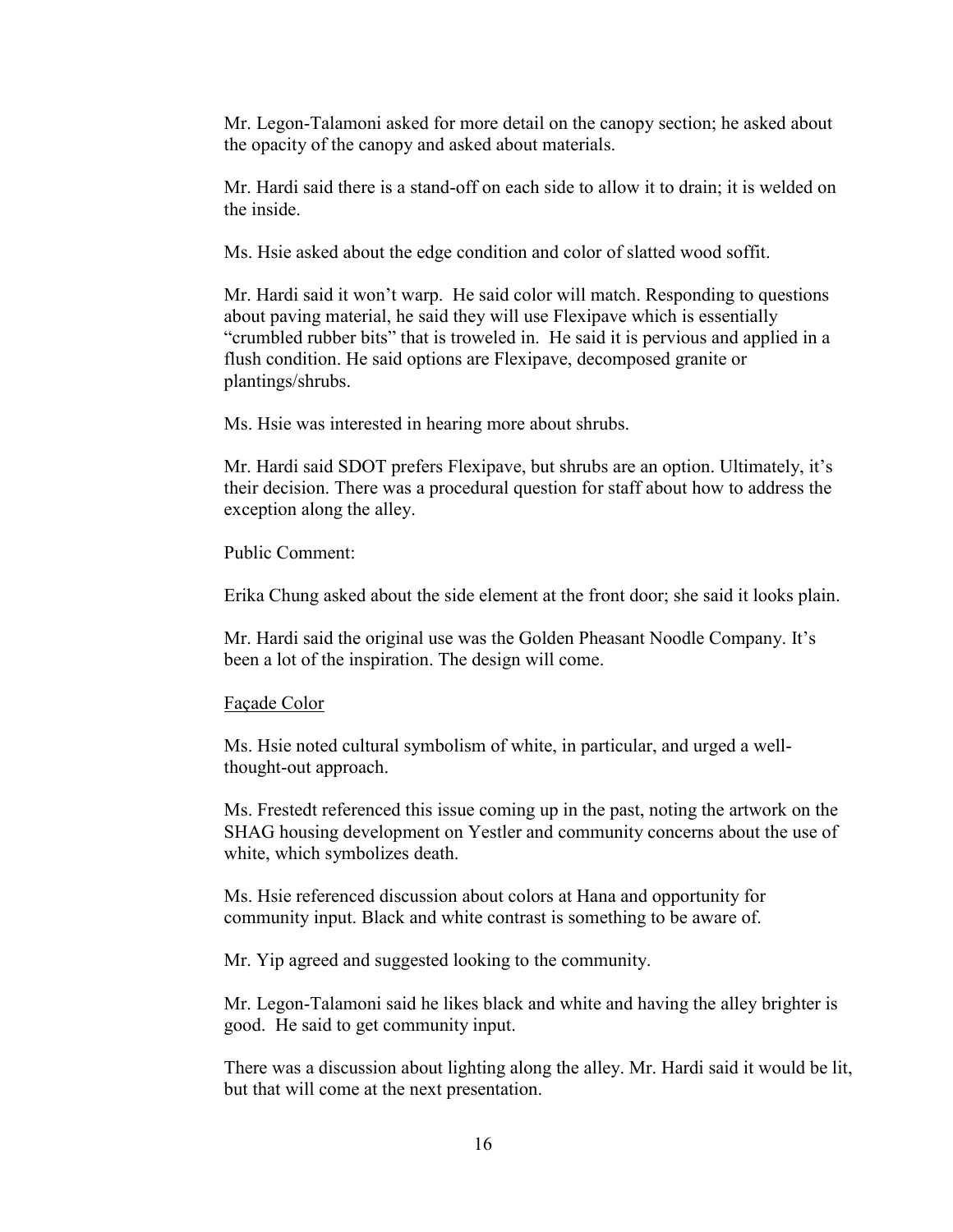Mr. Legon-Talamoni asked for more detail on the canopy section; he asked about the opacity of the canopy and asked about materials.

Mr. Hardi said there is a stand-off on each side to allow it to drain; it is welded on the inside.

Ms. Hsie asked about the edge condition and color of slatted wood soffit.

Mr. Hardi said it won't warp. He said color will match. Responding to questions about paving material, he said they will use Flexipave which is essentially "crumbled rubber bits" that is troweled in. He said it is pervious and applied in a flush condition. He said options are Flexipave, decomposed granite or plantings/shrubs.

Ms. Hsie was interested in hearing more about shrubs.

Mr. Hardi said SDOT prefers Flexipave, but shrubs are an option. Ultimately, it's their decision. There was a procedural question for staff about how to address the exception along the alley.

Public Comment:

Erika Chung asked about the side element at the front door; she said it looks plain.

Mr. Hardi said the original use was the Golden Pheasant Noodle Company. It's been a lot of the inspiration. The design will come.

<u>Façade Color</u>

Ms. Hsie noted cultural symbolism of white, in particular, and urged a well-thought-out approach.

Ms. Frestedt referenced this issue coming up in the past, noting the artwork on the SHAG housing development on Yestler and community concerns about the use of white, which symbolizes death.

Ms. Hsie referenced discussion about colors at Hana and opportunity for community input. Black and white contrast is something to be aware of.

Mr. Yip agreed and suggested looking to the community.

Mr. Legon-Talamoni said he likes black and white and having the alley brighter is good. He said to get community input.

There was a discussion about lighting along the alley. Mr. Hardi said it would be lit, but that will come at the next presentation.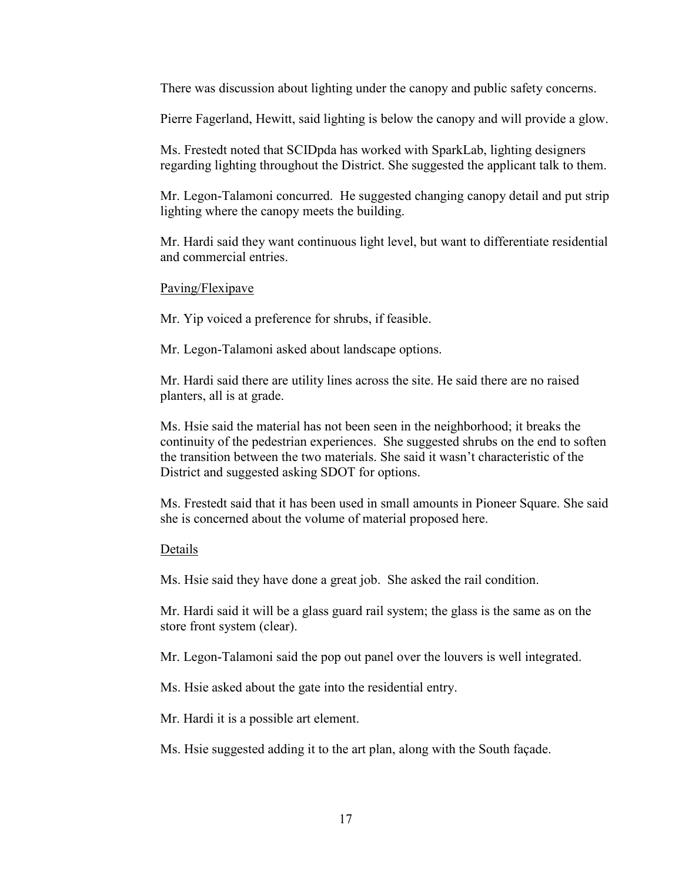There was discussion about lighting under the canopy and public safety concerns.

Pierre Fagerland, Hewitt, said lighting is below the canopy and will provide a glow.

Ms. Frestedt noted that SCIDpda has worked with SparkLab, lighting designers regarding lighting throughout the District. She suggested the applicant talk to them.

Mr. Legon-Talamoni concurred. He suggested changing canopy detail and put strip lighting where the canopy meets the building.

Mr. Hardi said they want continuous light level, but want to differentiate residential and commercial entries.

Paving/Flexipave

Mr. Yip voiced a preference for shrubs, if feasible.

Mr. Legon-Talamoni asked about landscape options.

Mr. Hardi said there are utility lines across the site. He said there are no raised planters, all is at grade.

Ms. Hsie said the material has not been seen in the neighborhood; it breaks the continuity of the pedestrian experiences. She suggested shrubs on the end to soften the transition between the two materials. She said it wasn't characteristic of the District and suggested asking SDOT for options.

Ms. Frestedt said that it has been used in small amounts in Pioneer Square. She said she is concerned about the volume of material proposed here.

Details

Ms. Hsie said they have done a great job. She asked the rail condition.

Mr. Hardi said it will be a glass guard rail system; the glass is the same as on the store front system (clear).

Mr. Legon-Talamoni said the pop out panel over the louvers is well integrated.

Ms. Hsie asked about the gate into the residential entry.

Mr. Hardi it is a possible art element.

Ms. Hsie suggested adding it to the art plan, along with the South façade.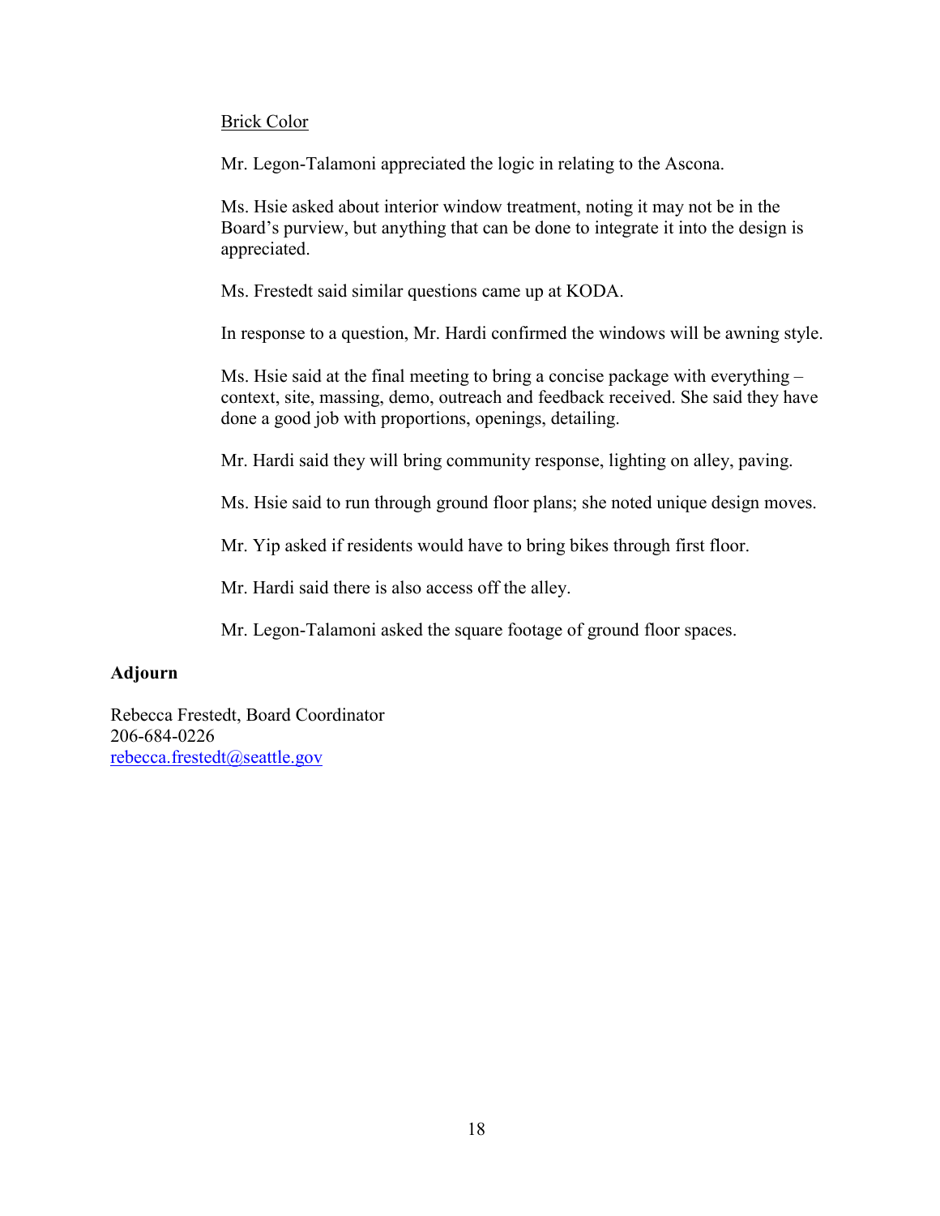<u>Brick Color</u>

Mr. Legon-Talamoni appreciated the logic in relating to the Ascona.

Ms. Hsie asked about interior window treatment, noting it may not be in the Board's purview, but anything that can be done to integrate it into the design is appreciated.

Ms. Frestedt said similar questions came up at KODA.

In response to a question, Mr. Hardi confirmed the windows will be awning style.

Ms. Hsie said at the final meeting to bring a concise package with everything – context, site, massing, demo, outreach and feedback received. She said they have done a good job with proportions, openings, detailing.

Mr. Hardi said they will bring community response, lighting on alley, paving.

Ms. Hsie said to run through ground floor plans; she noted unique design moves.

Mr. Yip asked if residents would have to bring bikes through first floor.

Mr. Hardi said there is also access off the alley.

Mr. Legon-Talamoni asked the square footage of ground floor spaces.

**Adjourn**

Rebecca Frestedt, Board Coordinator
206-684-0226
[rebecca.frestedt@seattle.gov](mailto:rebecca.frestedt@seattle.gov)